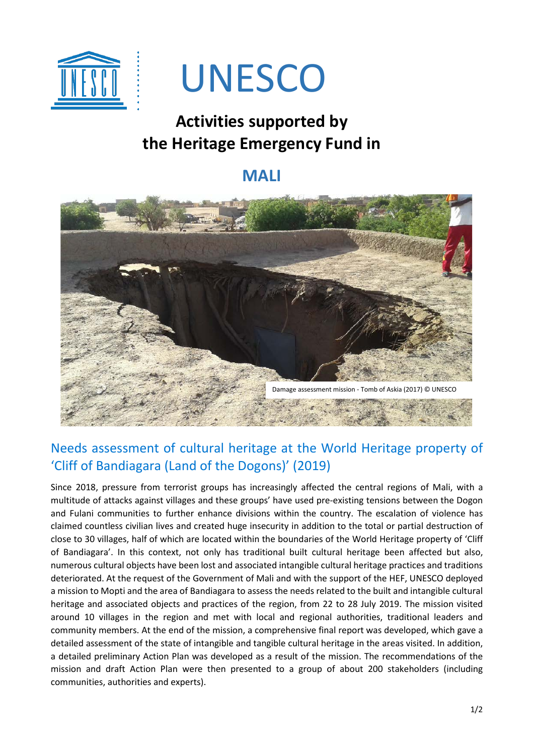# UNESCO

## Activities supported by the Heritage Emergency Fund in

## MALI

Damage assessment mission - Tomb of Askia (2017) © UNESCO

### Needs assessment of cultural heritage at the World Heritage property of 'Cliff of Bandiagara (Land of the Dogons)' (2019)

Since 2018, pressure from terrorist groups has increasingly affected the central regions of Mali, with a multitude of attacks against villages and these groups' have used pre-existing tensions between the Dogon and Fulani communities to further enhance divisions within the country. The escalation of violence has claimed countless civilian lives and created huge insecurity in addition to the total or partial destruction of close to 30 villages, half of which are located within the boundaries of the World Heritage property of 'Cliff of Bandiagara'. In this context, not only has traditional built cultural heritage been affected but also, numerous cultural objects have been lost and associated intangible cultural heritage practices and traditions deteriorated. At the request of the Government of Mali and with the support of the HEF, UNESCO deployed a mission to Mopti and the area of Bandiagara to assess the needs related to the built and intangible cultural heritage and associated objects and practices of the region, from 22 to 28 July 2019. The mission visited around 10 villages in the region and met with local and regional authorities, traditional leaders and community members. At the end of the mission, a comprehensive final report was developed, which gave a detailed assessment of the state of intangible and tangible cultural heritage in the areas visited. In addition, a detailed preliminary Action Plan was developed as a result of the mission. The recommendations of the mission and draft Action Plan were then presented to a group of about 200 stakeholders (including communities, authorities and experts).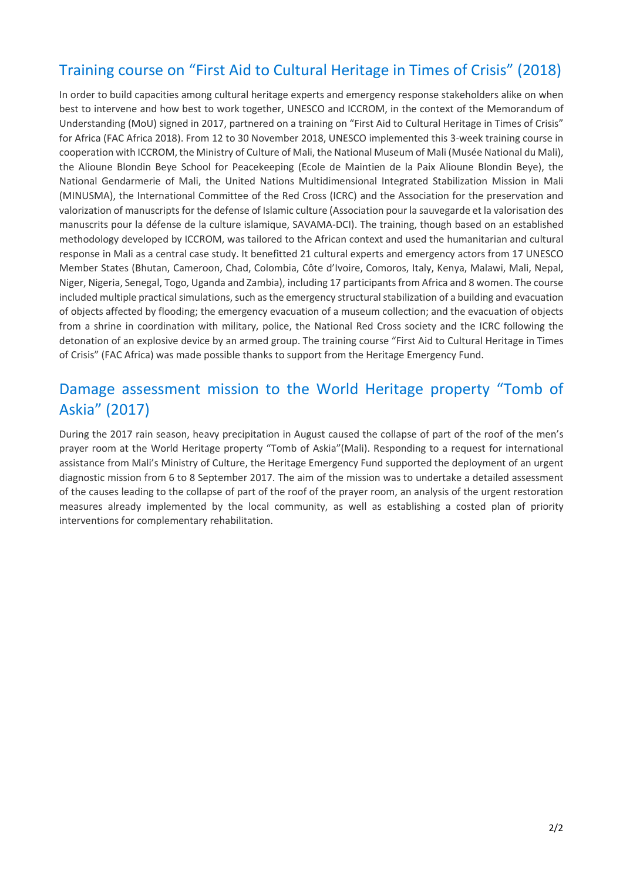## Training course on "First Aid to Cultural Heritage in Times of Crisis" (2018)

In order to build capacities among cultural heritage experts and emergency response stakeholders alike on when best to intervene and how best to work together, UNESCO and ICCROM, in the context of the Memorandum of Understanding (MoU) signed in 2017, partnered on a training on "First Aid to Cultural Heritage in Times of Crisis" for Africa (FAC Africa 2018). From 12 to 30 November 2018, UNESCO implemented this 3-week training course in cooperation with ICCROM, the Ministry of Culture of Mali, the National Museum of Mali (Musée National du Mali), the Alioune Blondin Beye School for Peacekeeping (Ecole de Maintien de la Paix Alioune Blondin Beye), the National Gendarmerie of Mali, the United Nations Multidimensional Integrated Stabilization Mission in Mali (MINUSMA), the International Committee of the Red Cross (ICRC) and the Association for the preservation and valorization of manuscripts for the defense of Islamic culture (Association pour la sauvegarde et la valorisation des manuscrits pour la défense de la culture islamique, SAVAMA-DCI). The training, though based on an established methodology developed by ICCROM, was tailored to the African context and used the humanitarian and cultural response in Mali as a central case study. It benefitted 21 cultural experts and emergency actors from 17 UNESCO Member States (Bhutan, Cameroon, Chad, Colombia, Côte d'Ivoire, Comoros, Italy, Kenya, Malawi, Mali, Nepal, Niger, Nigeria, Senegal, Togo, Uganda and Zambia), including 17 participants from Africa and 8 women. The course included multiple practical simulations, such as the emergency structural stabilization of a building and evacuation of objects affected by flooding; the emergency evacuation of a museum collection; and the evacuation of objects from a shrine in coordination with military, police, the National Red Cross society and the ICRC following the detonation of an explosive device by an armed group. The training course "First Aid to Cultural Heritage in Times of Crisis" (FAC Africa) was made possible thanks to support from the Heritage Emergency Fund.

## Damage assessment mission to the World Heritage property "Tomb of Askia" (2017)

During the 2017 rain season, heavy precipitation in August caused the collapse of part of the roof of the men's prayer room at the World Heritage property "Tomb of Askia"(Mali). Responding to a request for international assistance from Mali's Ministry of Culture, the Heritage Emergency Fund supported the deployment of an urgent diagnostic mission from 6 to 8 September 2017. The aim of the mission was to undertake a detailed assessment of the causes leading to the collapse of part of the roof of the prayer room, an analysis of the urgent restoration measures already implemented by the local community, as well as establishing a costed plan of priority interventions for complementary rehabilitation.